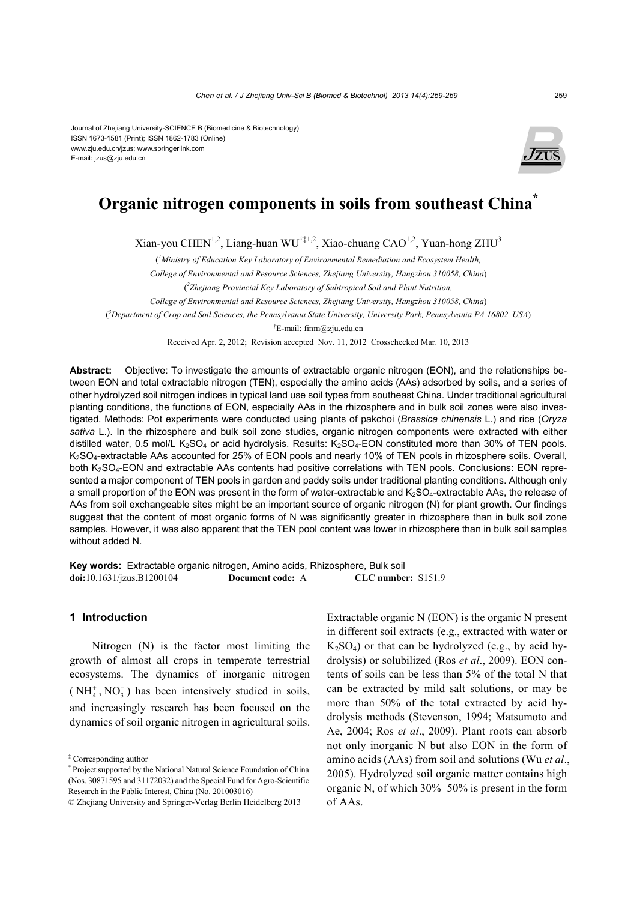Journal of Zhejiang University-SCIENCE B (Biomedicine & Biotechnology)
ISSN 1673-1581 (Print); ISSN 1862-1783 (Online)
www.zju.edu.cn/jzus; www.springerlink.com
E-mail: jzus@zju.edu.cn

# Organic nitrogen components in soils from southeast China*

Xian-you CHEN[1,2], Liang-huan WU[†‡1,2], Xiao-chuang CAO[1,2], Yuan-hong ZHU[3]

([1]Ministry of Education Key Laboratory of Environmental Remediation and Ecosystem Health, College of Environmental and Resource Sciences, Zhejiang University, Hangzhou 310058, China)

([2]Zhejiang Provincial Key Laboratory of Subtropical Soil and Plant Nutrition, College of Environmental and Resource Sciences, Zhejiang University, Hangzhou 310058, China)

([3]Department of Crop and Soil Sciences, the Pennsylvania State University, University Park, Pennsylvania PA 16802, USA)

[†]E-mail: finm@zju.edu.cn

Received Apr. 2, 2012; Revision accepted Nov. 11, 2012 Crosschecked Mar. 10, 2013

**Abstract:** Objective: To investigate the amounts of extractable organic nitrogen (EON), and the relationships between EON and total extractable nitrogen (TEN), especially the amino acids (AAs) adsorbed by soils, and a series of other hydrolyzed soil nitrogen indices in typical land use soil types from southeast China. Under traditional agricultural planting conditions, the functions of EON, especially AAs in the rhizosphere and in bulk soil zones were also investigated. Methods: Pot experiments were conducted using plants of pakchoi (*Brassica chinensis* L.) and rice (*Oryza sativa* L.). In the rhizosphere and bulk soil zone studies, organic nitrogen components were extracted with either distilled water, 0.5 mol/L $K_2SO_4$ or acid hydrolysis. Results: $K_2SO_4$-EON constituted more than 30% of TEN pools. $K_2SO_4$-extractable AAs accounted for 25% of EON pools and nearly 10% of TEN pools in rhizosphere soils. Overall, both $K_2SO_4$-EON and extractable AAs contents had positive correlations with TEN pools. Conclusions: EON represented a major component of TEN pools in garden and paddy soils under traditional planting conditions. Although only a small proportion of the EON was present in the form of water-extractable and $K_2SO_4$-extractable AAs, the release of AAs from soil exchangeable sites might be an important source of organic nitrogen (N) for plant growth. Our findings suggest that the content of most organic forms of N was significantly greater in rhizosphere than in bulk soil zone samples. However, it was also apparent that the TEN pool content was lower in rhizosphere than in bulk soil samples without added N.

**Key words:** Extractable organic nitrogen, Amino acids, Rhizosphere, Bulk soil
**doi:**10.1631/jzus.B1200104 **Document code:** A **CLC number:** S151.9

## 1 Introduction

Nitrogen (N) is the factor most limiting the growth of almost all crops in temperate terrestrial ecosystems. The dynamics of inorganic nitrogen ($NH_4^+$, $NO_3^-$) has been intensively studied in soils, and increasingly research has been focused on the dynamics of soil organic nitrogen in agricultural soils. Extractable organic N (EON) is the organic N present in different soil extracts (e.g., extracted with water or $K_2SO_4$) or that can be hydrolyzed (e.g., by acid hydrolysis) or solubilized (Ros *et al*., 2009). EON contents of soils can be less than 5% of the total N that can be extracted by mild salt solutions, or may be more than 50% of the total extracted by acid hydrolysis methods (Stevenson, 1994; Matsumoto and Ae, 2004; Ros *et al*., 2009). Plant roots can absorb not only inorganic N but also EON in the form of amino acids (AAs) from soil and solutions (Wu *et al*., 2005). Hydrolyzed soil organic matter contains high organic N, of which 30%–50% is present in the form of AAs.

---

‡ Corresponding author

\* Project supported by the National Natural Science Foundation of China (Nos. 30871595 and 31172032) and the Special Fund for Agro-Scientific Research in the Public Interest, China (No. 201003016)

© Zhejiang University and Springer-Verlag Berlin Heidelberg 2013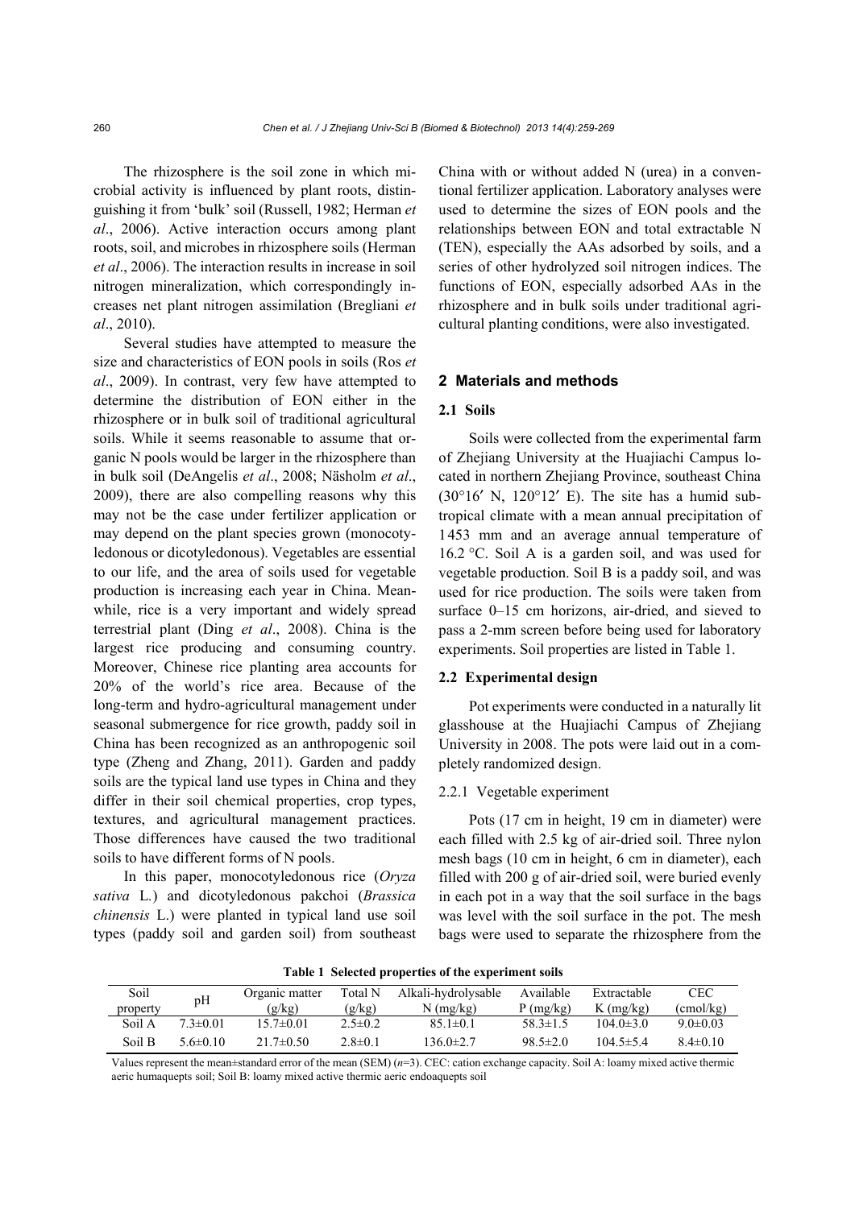The rhizosphere is the soil zone in which microbial activity is influenced by plant roots, distinguishing it from 'bulk' soil (Russell, 1982; Herman *et al*., 2006). Active interaction occurs among plant roots, soil, and microbes in rhizosphere soils (Herman *et al*., 2006). The interaction results in increase in soil nitrogen mineralization, which correspondingly increases net plant nitrogen assimilation (Bregliani *et al*., 2010).

Several studies have attempted to measure the size and characteristics of EON pools in soils (Ros *et al*., 2009). In contrast, very few have attempted to determine the distribution of EON either in the rhizosphere or in bulk soil of traditional agricultural soils. While it seems reasonable to assume that organic N pools would be larger in the rhizosphere than in bulk soil (DeAngelis *et al*., 2008; Näsholm *et al*., 2009), there are also compelling reasons why this may not be the case under fertilizer application or may depend on the plant species grown (monocotyledonous or dicotyledonous). Vegetables are essential to our life, and the area of soils used for vegetable production is increasing each year in China. Meanwhile, rice is a very important and widely spread terrestrial plant (Ding *et al*., 2008). China is the largest rice producing and consuming country. Moreover, Chinese rice planting area accounts for 20% of the world's rice area. Because of the long-term and hydro-agricultural management under seasonal submergence for rice growth, paddy soil in China has been recognized as an anthropogenic soil type (Zheng and Zhang, 2011). Garden and paddy soils are the typical land use types in China and they differ in their soil chemical properties, crop types, textures, and agricultural management practices. Those differences have caused the two traditional soils to have different forms of N pools.

In this paper, monocotyledonous rice (*Oryza sativa* L.) and dicotyledonous pakchoi (*Brassica chinensis* L.) were planted in typical land use soil types (paddy soil and garden soil) from southeast China with or without added N (urea) in a conventional fertilizer application. Laboratory analyses were used to determine the sizes of EON pools and the relationships between EON and total extractable N (TEN), especially the AAs adsorbed by soils, and a series of other hydrolyzed soil nitrogen indices. The functions of EON, especially adsorbed AAs in the rhizosphere and in bulk soils under traditional agricultural planting conditions, were also investigated.

## 2 Materials and methods

### 2.1 Soils

Soils were collected from the experimental farm of Zhejiang University at the Huajiachi Campus located in northern Zhejiang Province, southeast China (30°16′ N, 120°12′ E). The site has a humid subtropical climate with a mean annual precipitation of 1453 mm and an average annual temperature of 16.2 °C. Soil A is a garden soil, and was used for vegetable production. Soil B is a paddy soil, and was used for rice production. The soils were taken from surface 0–15 cm horizons, air-dried, and sieved to pass a 2-mm screen before being used for laboratory experiments. Soil properties are listed in Table 1.

### 2.2 Experimental design

Pot experiments were conducted in a naturally lit glasshouse at the Huajiachi Campus of Zhejiang University in 2008. The pots were laid out in a completely randomized design.

#### 2.2.1 Vegetable experiment

Pots (17 cm in height, 19 cm in diameter) were each filled with 2.5 kg of air-dried soil. Three nylon mesh bags (10 cm in height, 6 cm in diameter), each filled with 200 g of air-dried soil, were buried evenly in each pot in a way that the soil surface in the bags was level with the soil surface in the pot. The mesh bags were used to separate the rhizosphere from the

**Table 1 Selected properties of the experiment soils**

| Soil property | pH | Organic matter (g/kg) | Total N (g/kg) | Alkali-hydrolysable N (mg/kg) | Available P (mg/kg) | Extractable K (mg/kg) | CEC (cmol/kg) |
|---|---|---|---|---|---|---|---|
| Soil A | 7.3±0.01 | 15.7±0.01 | 2.5±0.2 | 85.1±0.1 | 58.3±1.5 | 104.0±3.0 | 9.0±0.03 |
| Soil B | 5.6±0.10 | 21.7±0.50 | 2.8±0.1 | 136.0±2.7 | 98.5±2.0 | 104.5±5.4 | 8.4±0.10 |

Values represent the mean±standard error of the mean (SEM) ($n$=3). CEC: cation exchange capacity. Soil A: loamy mixed active thermic aeric humaquepts soil; Soil B: loamy mixed active thermic aeric endoaquepts soil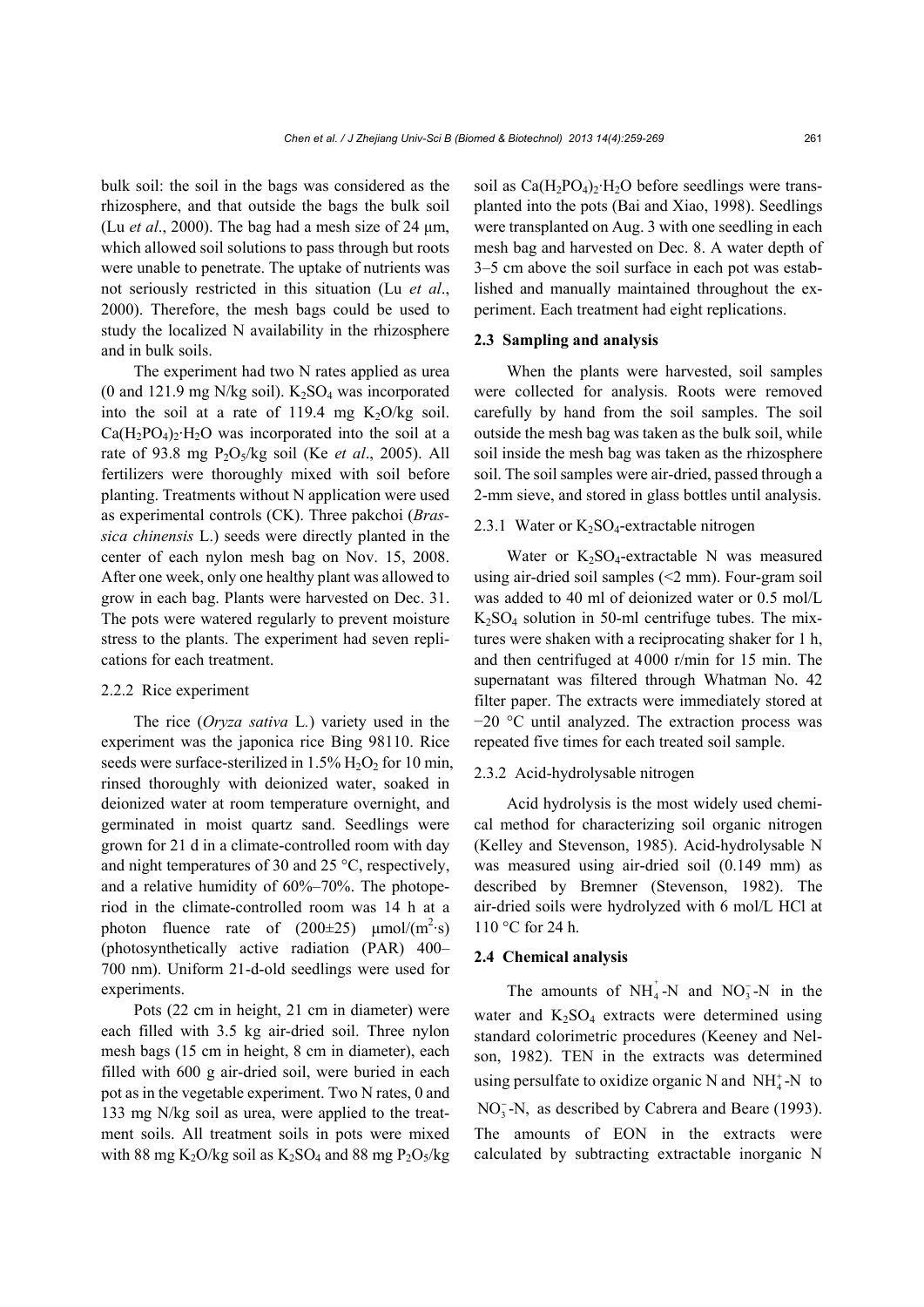bulk soil: the soil in the bags was considered as the rhizosphere, and that outside the bags the bulk soil (Lu *et al*., 2000). The bag had a mesh size of 24 μm, which allowed soil solutions to pass through but roots were unable to penetrate. The uptake of nutrients was not seriously restricted in this situation (Lu *et al*., 2000). Therefore, the mesh bags could be used to study the localized N availability in the rhizosphere and in bulk soils.

The experiment had two N rates applied as urea (0 and 121.9 mg N/kg soil). $K_2SO_4$ was incorporated into the soil at a rate of 119.4 mg $K_2O$/kg soil. $Ca(H_2PO_4)_2{\cdot}H_2O$ was incorporated into the soil at a rate of 93.8 mg $P_2O_5$/kg soil (Ke *et al*., 2005). All fertilizers were thoroughly mixed with soil before planting. Treatments without N application were used as experimental controls (CK). Three pakchoi (*Brassica chinensis* L.) seeds were directly planted in the center of each nylon mesh bag on Nov. 15, 2008. After one week, only one healthy plant was allowed to grow in each bag. Plants were harvested on Dec. 31. The pots were watered regularly to prevent moisture stress to the plants. The experiment had seven replications for each treatment.

2.2.2 Rice experiment

The rice (*Oryza sativa* L.) variety used in the experiment was the japonica rice Bing 98110. Rice seeds were surface-sterilized in 1.5% $H_2O_2$ for 10 min, rinsed thoroughly with deionized water, soaked in deionized water at room temperature overnight, and germinated in moist quartz sand. Seedlings were grown for 21 d in a climate-controlled room with day and night temperatures of 30 and 25 °C, respectively, and a relative humidity of 60%–70%. The photoperiod in the climate-controlled room was 14 h at a photon fluence rate of (200±25) μmol/($m^2$·s) (photosynthetically active radiation (PAR) 400–700 nm). Uniform 21-d-old seedlings were used for experiments.

Pots (22 cm in height, 21 cm in diameter) were each filled with 3.5 kg air-dried soil. Three nylon mesh bags (15 cm in height, 8 cm in diameter), each filled with 600 g air-dried soil, were buried in each pot as in the vegetable experiment. Two N rates, 0 and 133 mg N/kg soil as urea, were applied to the treatment soils. All treatment soils in pots were mixed with 88 mg $K_2O$/kg soil as $K_2SO_4$ and 88 mg $P_2O_5$/kg soil as $Ca(H_2PO_4)_2{\cdot}H_2O$ before seedlings were transplanted into the pots (Bai and Xiao, 1998). Seedlings were transplanted on Aug. 3 with one seedling in each mesh bag and harvested on Dec. 8. A water depth of 3–5 cm above the soil surface in each pot was established and manually maintained throughout the experiment. Each treatment had eight replications.

### 2.3 Sampling and analysis

When the plants were harvested, soil samples were collected for analysis. Roots were removed carefully by hand from the soil samples. The soil outside the mesh bag was taken as the bulk soil, while soil inside the mesh bag was taken as the rhizosphere soil. The soil samples were air-dried, passed through a 2-mm sieve, and stored in glass bottles until analysis.

2.3.1 Water or $K_2SO_4$-extractable nitrogen

Water or $K_2SO_4$-extractable N was measured using air-dried soil samples (<2 mm). Four-gram soil was added to 40 ml of deionized water or 0.5 mol/L $K_2SO_4$ solution in 50-ml centrifuge tubes. The mixtures were shaken with a reciprocating shaker for 1 h, and then centrifuged at 4000 r/min for 15 min. The supernatant was filtered through Whatman No. 42 filter paper. The extracts were immediately stored at −20 °C until analyzed. The extraction process was repeated five times for each treated soil sample.

2.3.2 Acid-hydrolysable nitrogen

Acid hydrolysis is the most widely used chemical method for characterizing soil organic nitrogen (Kelley and Stevenson, 1985). Acid-hydrolysable N was measured using air-dried soil (0.149 mm) as described by Bremner (Stevenson, 1982). The air-dried soils were hydrolyzed with 6 mol/L HCl at 110 °C for 24 h.

### 2.4 Chemical analysis

The amounts of $NH_4^+$-N and $NO_3^-$-N in the water and $K_2SO_4$ extracts were determined using standard colorimetric procedures (Keeney and Nelson, 1982). TEN in the extracts was determined using persulfate to oxidize organic N and $NH_4^+$-N to $NO_3^-$-N, as described by Cabrera and Beare (1993). The amounts of EON in the extracts were calculated by subtracting extractable inorganic N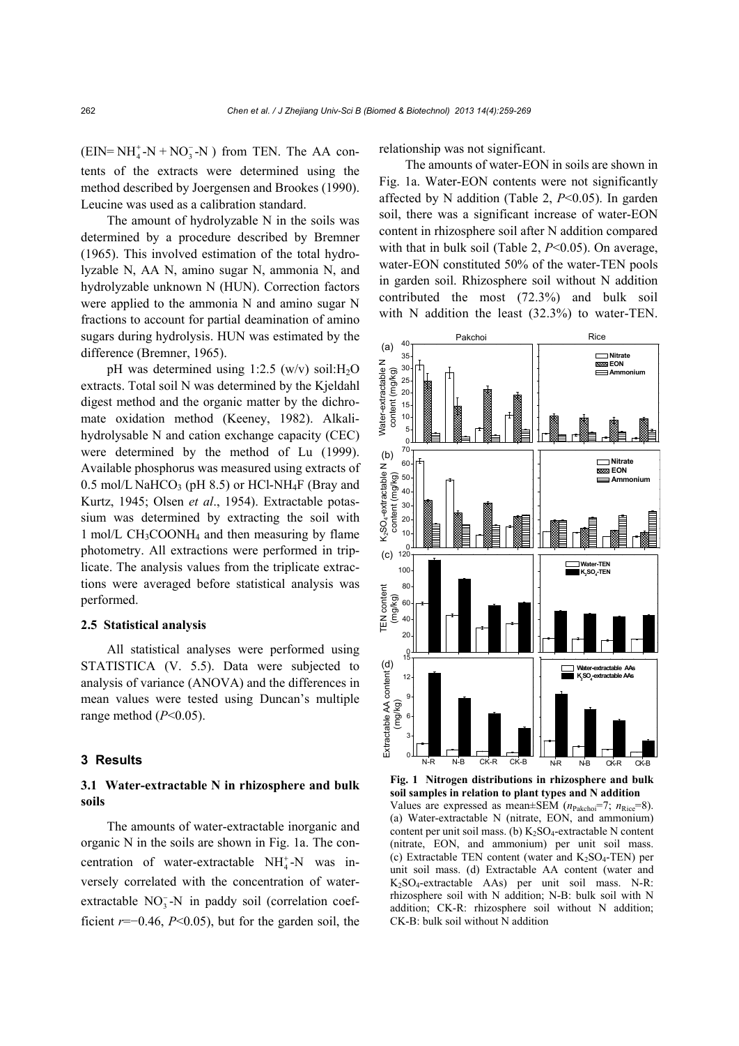(EIN= $NH_4^+$-N + $NO_3^-$-N ) from TEN. The AA contents of the extracts were determined using the method described by Joergensen and Brookes (1990). Leucine was used as a calibration standard.

The amount of hydrolyzable N in the soils was determined by a procedure described by Bremner (1965). This involved estimation of the total hydrolyzable N, AA N, amino sugar N, ammonia N, and hydrolyzable unknown N (HUN). Correction factors were applied to the ammonia N and amino sugar N fractions to account for partial deamination of amino sugars during hydrolysis. HUN was estimated by the difference (Bremner, 1965).

pH was determined using 1:2.5 (w/v) soil:$H_2O$ extracts. Total soil N was determined by the Kjeldahl digest method and the organic matter by the dichromate oxidation method (Keeney, 1982). Alkali-hydrolysable N and cation exchange capacity (CEC) were determined by the method of Lu (1999). Available phosphorus was measured using extracts of 0.5 mol/L $NaHCO_3$ (pH 8.5) or HCl-$NH_4F$ (Bray and Kurtz, 1945; Olsen *et al*., 1954). Extractable potassium was determined by extracting the soil with 1 mol/L $CH_3COONH_4$ and then measuring by flame photometry. All extractions were performed in triplicate. The analysis values from the triplicate extractions were averaged before statistical analysis was performed.

### 2.5 Statistical analysis

All statistical analyses were performed using STATISTICA (V. 5.5). Data were subjected to analysis of variance (ANOVA) and the differences in mean values were tested using Duncan's multiple range method ($P$<0.05).

## 3 Results

### 3.1 Water-extractable N in rhizosphere and bulk soils

The amounts of water-extractable inorganic and organic N in the soils are shown in Fig. 1a. The concentration of water-extractable $NH_4^+$-N was inversely correlated with the concentration of water-extractable $NO_3^-$-N in paddy soil (correlation coefficient $r$=−0.46, $P$<0.05), but for the garden soil, the relationship was not significant.

The amounts of water-EON in soils are shown in Fig. 1a. Water-EON contents were not significantly affected by N addition (Table 2, $P$<0.05). In garden soil, there was a significant increase of water-EON content in rhizosphere soil after N addition compared with that in bulk soil (Table 2, $P$<0.05). On average, water-EON constituted 50% of the water-TEN pools in garden soil. Rhizosphere soil without N addition contributed the most (72.3%) and bulk soil with N addition the least (32.3%) to water-TEN.

**Fig. 1 Nitrogen distributions in rhizosphere and bulk soil samples in relation to plant types and N addition**
Values are expressed as mean±SEM ($n_{Pakchoi}$=7; $n_{Rice}$=8). (a) Water-extractable N (nitrate, EON, and ammonium) content per unit soil mass. (b) $K_2SO_4$-extractable N content (nitrate, EON, and ammonium) per unit soil mass. (c) Extractable TEN content (water and $K_2SO_4$-TEN) per unit soil mass. (d) Extractable AA content (water and $K_2SO_4$-extractable AAs) per unit soil mass. N-R: rhizosphere soil with N addition; N-B: bulk soil with N addition; CK-R: rhizosphere soil without N addition; CK-B: bulk soil without N addition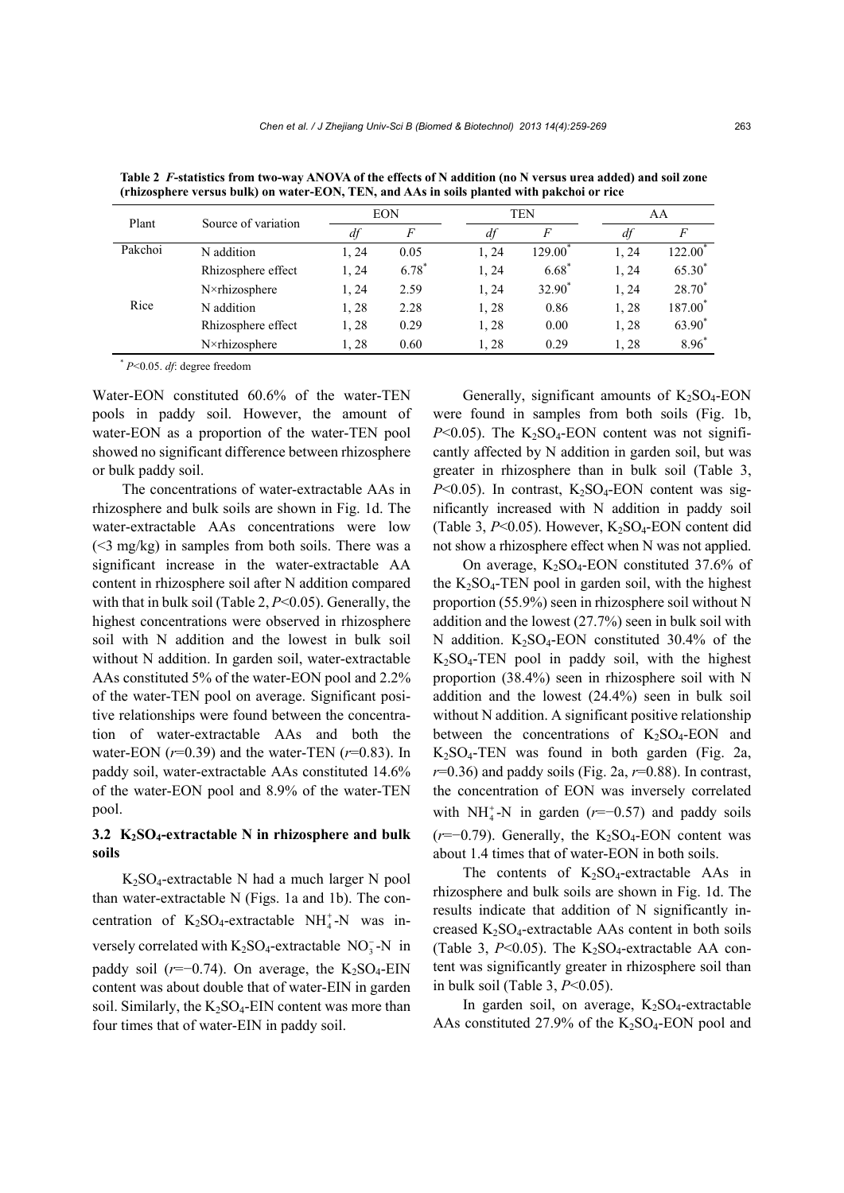**Table 2 *F*-statistics from two-way ANOVA of the effects of N addition (no N versus urea added) and soil zone (rhizosphere versus bulk) on water-EON, TEN, and AAs in soils planted with pakchoi or rice**

| Plant | Source of variation | EON | | TEN | | AA | |
|---|---|---|---|---|---|---|---|
| | | *df* | *F* | *df* | *F* | *df* | *F* |
| Pakchoi | N addition | 1, 24 | 0.05 | 1, 24 | 129.00* | 1, 24 | 122.00* |
| | Rhizosphere effect | 1, 24 | 6.78* | 1, 24 | 6.68* | 1, 24 | 65.30* |
| | N×rhizosphere | 1, 24 | 2.59 | 1, 24 | 32.90* | 1, 24 | 28.70* |
| Rice | N addition | 1, 28 | 2.28 | 1, 28 | 0.86 | 1, 28 | 187.00* |
| | Rhizosphere effect | 1, 28 | 0.29 | 1, 28 | 0.00 | 1, 28 | 63.90* |
| | N×rhizosphere | 1, 28 | 0.60 | 1, 28 | 0.29 | 1, 28 | 8.96* |

\* $P<0.05$. *df*: degree freedom

Water-EON constituted 60.6% of the water-TEN pools in paddy soil. However, the amount of water-EON as a proportion of the water-TEN pool showed no significant difference between rhizosphere or bulk paddy soil.

The concentrations of water-extractable AAs in rhizosphere and bulk soils are shown in Fig. 1d. The water-extractable AAs concentrations were low (<3 mg/kg) in samples from both soils. There was a significant increase in the water-extractable AA content in rhizosphere soil after N addition compared with that in bulk soil (Table 2, $P<0.05$). Generally, the highest concentrations were observed in rhizosphere soil with N addition and the lowest in bulk soil without N addition. In garden soil, water-extractable AAs constituted 5% of the water-EON pool and 2.2% of the water-TEN pool on average. Significant positive relationships were found between the concentration of water-extractable AAs and both the water-EON ($r=0.39$) and the water-TEN ($r=0.83$). In paddy soil, water-extractable AAs constituted 14.6% of the water-EON pool and 8.9% of the water-TEN pool.

### 3.2 $K_2SO_4$-extractable N in rhizosphere and bulk soils

$K_2SO_4$-extractable N had a much larger N pool than water-extractable N (Figs. 1a and 1b). The concentration of $K_2SO_4$-extractable $NH_4^+$-N was inversely correlated with $K_2SO_4$-extractable $NO_3^-$-N in paddy soil ($r=-0.74$). On average, the $K_2SO_4$-EIN content was about double that of water-EIN in garden soil. Similarly, the $K_2SO_4$-EIN content was more than four times that of water-EIN in paddy soil.

Generally, significant amounts of $K_2SO_4$-EON were found in samples from both soils (Fig. 1b, $P<0.05$). The $K_2SO_4$-EON content was not significantly affected by N addition in garden soil, but was greater in rhizosphere than in bulk soil (Table 3, $P<0.05$). In contrast, $K_2SO_4$-EON content was significantly increased with N addition in paddy soil (Table 3, $P<0.05$). However, $K_2SO_4$-EON content did not show a rhizosphere effect when N was not applied.

On average, $K_2SO_4$-EON constituted 37.6% of the $K_2SO_4$-TEN pool in garden soil, with the highest proportion (55.9%) seen in rhizosphere soil without N addition and the lowest (27.7%) seen in bulk soil with N addition. $K_2SO_4$-EON constituted 30.4% of the $K_2SO_4$-TEN pool in paddy soil, with the highest proportion (38.4%) seen in rhizosphere soil with N addition and the lowest (24.4%) seen in bulk soil without N addition. A significant positive relationship between the concentrations of $K_2SO_4$-EON and $K_2SO_4$-TEN was found in both garden (Fig. 2a, $r=0.36$) and paddy soils (Fig. 2a, $r=0.88$). In contrast, the concentration of EON was inversely correlated with $NH_4^+$-N in garden ($r=-0.57$) and paddy soils ($r=-0.79$). Generally, the $K_2SO_4$-EON content was about 1.4 times that of water-EON in both soils.

The contents of $K_2SO_4$-extractable AAs in rhizosphere and bulk soils are shown in Fig. 1d. The results indicate that addition of N significantly increased $K_2SO_4$-extractable AAs content in both soils (Table 3, $P<0.05$). The $K_2SO_4$-extractable AA content was significantly greater in rhizosphere soil than in bulk soil (Table 3, $P<0.05$).

In garden soil, on average, $K_2SO_4$-extractable AAs constituted 27.9% of the $K_2SO_4$-EON pool and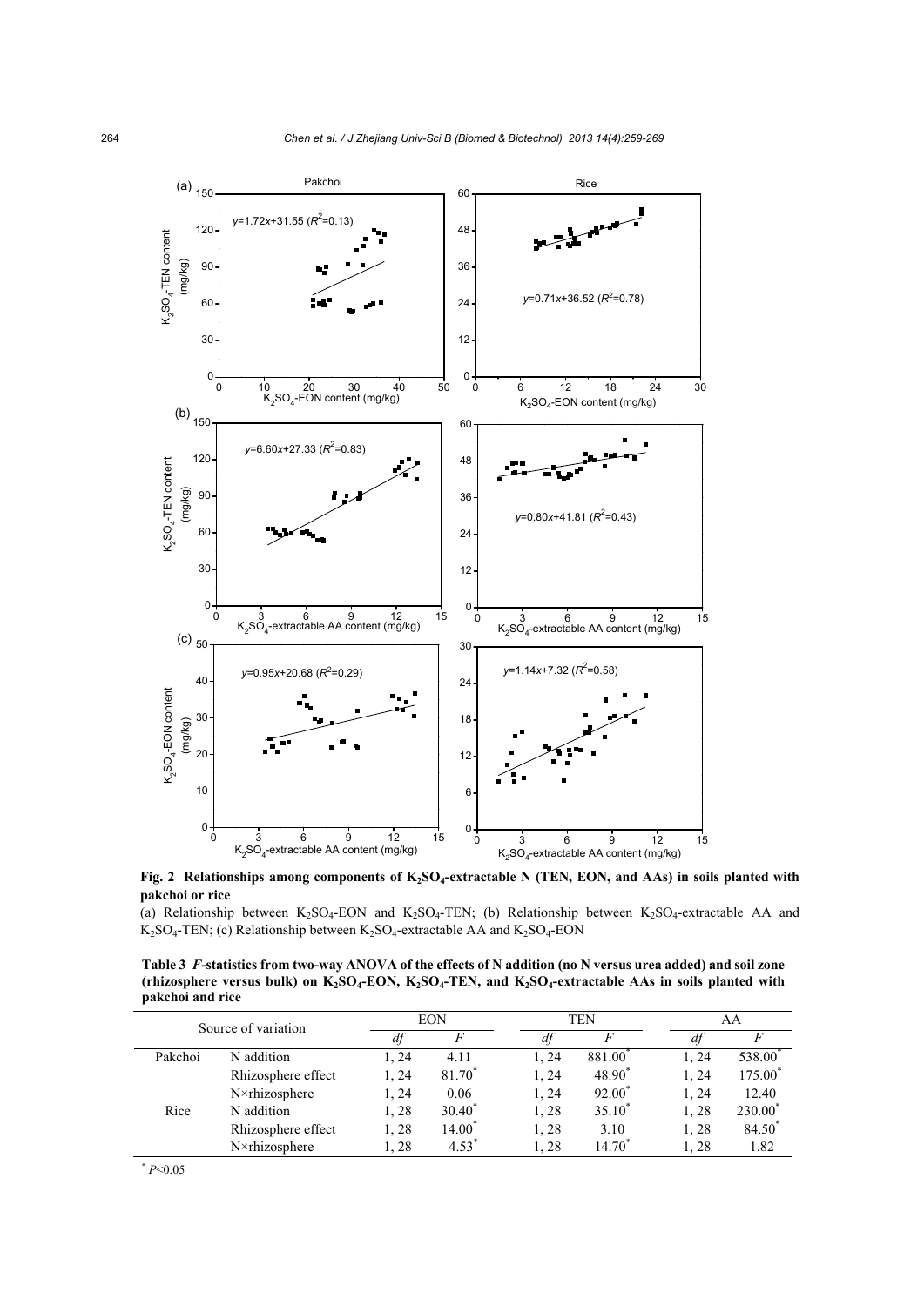**Fig. 2 Relationships among components of $K_2SO_4$-extractable N (TEN, EON, and AAs) in soils planted with pakchoi or rice**

(a) Relationship between $K_2SO_4$-EON and $K_2SO_4$-TEN; (b) Relationship between $K_2SO_4$-extractable AA and $K_2SO_4$-TEN; (c) Relationship between $K_2SO_4$-extractable AA and $K_2SO_4$-EON

**Table 3 $F$-statistics from two-way ANOVA of the effects of N addition (no N versus urea added) and soil zone (rhizosphere versus bulk) on $K_2SO_4$-EON, $K_2SO_4$-TEN, and $K_2SO_4$-extractable AAs in soils planted with pakchoi and rice**

| Source of variation | | EON | | TEN | | AA | |
|---|---|---|---|---|---|---|---|
| | | $df$ | $F$ | $df$ | $F$ | $df$ | $F$ |
| Pakchoi | N addition | 1, 24 | 4.11 | 1, 24 | $881.00^*$ | 1, 24 | $538.00^*$ |
| | Rhizosphere effect | 1, 24 | $81.70^*$ | 1, 24 | $48.90^*$ | 1, 24 | $175.00^*$ |
| | N×rhizosphere | 1, 24 | 0.06 | 1, 24 | $92.00^*$ | 1, 24 | 12.40 |
| Rice | N addition | 1, 28 | $30.40^*$ | 1, 28 | $35.10^*$ | 1, 28 | $230.00^*$ |
| | Rhizosphere effect | 1, 28 | $14.00^*$ | 1, 28 | 3.10 | 1, 28 | $84.50^*$ |
| | N×rhizosphere | 1, 28 | $4.53^*$ | 1, 28 | $14.70^*$ | 1, 28 | 1.82 |

$^*$ $P<0.05$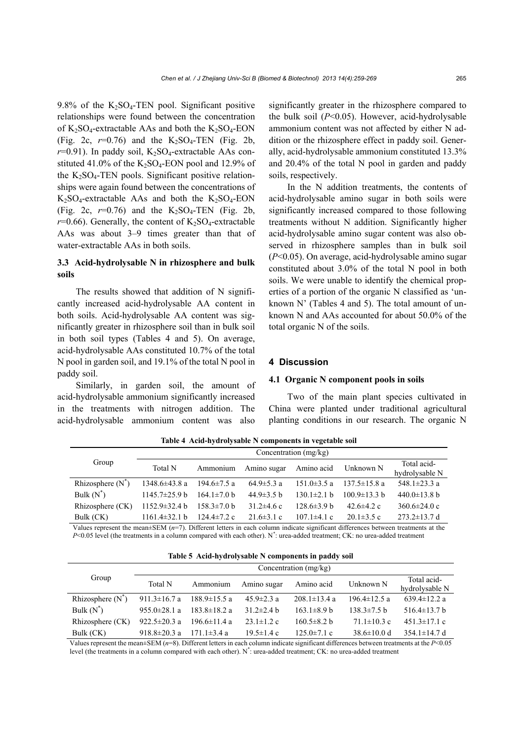9.8% of the $K_2SO_4$-TEN pool. Significant positive relationships were found between the concentration of $K_2SO_4$-extractable AAs and both the $K_2SO_4$-EON (Fig. 2c, $r$=0.76) and the $K_2SO_4$-TEN (Fig. 2b, $r$=0.91). In paddy soil, $K_2SO_4$-extractable AAs constituted 41.0% of the $K_2SO_4$-EON pool and 12.9% of the $K_2SO_4$-TEN pools. Significant positive relationships were again found between the concentrations of $K_2SO_4$-extractable AAs and both the $K_2SO_4$-EON (Fig. 2c, $r$=0.76) and the $K_2SO_4$-TEN (Fig. 2b, $r$=0.66). Generally, the content of $K_2SO_4$-extractable AAs was about 3–9 times greater than that of water-extractable AAs in both soils.

### 3.3 Acid-hydrolysable N in rhizosphere and bulk soils

The results showed that addition of N significantly increased acid-hydrolysable AA content in both soils. Acid-hydrolysable AA content was significantly greater in rhizosphere soil than in bulk soil in both soil types (Tables 4 and 5). On average, acid-hydrolysable AAs constituted 10.7% of the total N pool in garden soil, and 19.1% of the total N pool in paddy soil.

Similarly, in garden soil, the amount of acid-hydrolysable ammonium significantly increased in the treatments with nitrogen addition. The acid-hydrolysable ammonium content was also significantly greater in the rhizosphere compared to the bulk soil ($P$<0.05). However, acid-hydrolysable ammonium content was not affected by either N addition or the rhizosphere effect in paddy soil. Generally, acid-hydrolysable ammonium constituted 13.3% and 20.4% of the total N pool in garden and paddy soils, respectively.

In the N addition treatments, the contents of acid-hydrolysable amino sugar in both soils were significantly increased compared to those following treatments without N addition. Significantly higher acid-hydrolysable amino sugar content was also observed in rhizosphere samples than in bulk soil ($P$<0.05). On average, acid-hydrolysable amino sugar constituted about 3.0% of the total N pool in both soils. We were unable to identify the chemical properties of a portion of the organic N classified as 'unknown N' (Tables 4 and 5). The total amount of unknown N and AAs accounted for about 50.0% of the total organic N of the soils.

## 4 Discussion

### 4.1 Organic N component pools in soils

Two of the main plant species cultivated in China were planted under traditional agricultural planting conditions in our research. The organic N

**Table 4 Acid-hydrolysable N components in vegetable soil**

| Group | Concentration (mg/kg) | | | | | |
|---|---|---|---|---|---|---|
| | Total N | Ammonium | Amino sugar | Amino acid | Unknown N | Total acid-hydrolysable N |
| Rhizosphere (N*) | 1348.6±43.8 a | 194.6±7.5 a | 64.9±5.3 a | 151.0±3.5 a | 137.5±15.8 a | 548.1±23.3 a |
| Bulk (N*) | 1145.7±25.9 b | 164.1±7.0 b | 44.9±3.5 b | 130.1±2.1 b | 100.9±13.3 b | 440.0±13.8 b |
| Rhizosphere (CK) | 1152.9±32.4 b | 158.3±7.0 b | 31.2±4.6 c | 128.6±3.9 b | 42.6±4.2 c | 360.6±24.0 c |
| Bulk (CK) | 1161.4±32.1 b | 124.4±7.2 c | 21.6±3.1 c | 107.1±4.1 c | 20.1±3.5 c | 273.2±13.7 d |

Values represent the mean±SEM ($n$=7). Different letters in each column indicate significant differences between treatments at the $P$<0.05 level (the treatments in a column compared with each other). N*: urea-added treatment; CK: no urea-added treatment

**Table 5 Acid-hydrolysable N components in paddy soil**

| Group | Concentration (mg/kg) | | | | | |
|---|---|---|---|---|---|---|
| | Total N | Ammonium | Amino sugar | Amino acid | Unknown N | Total acid-hydrolysable N |
| Rhizosphere (N*) | 911.3±16.7 a | 188.9±15.5 a | 45.9±2.3 a | 208.1±13.4 a | 196.4±12.5 a | 639.4±12.2 a |
| Bulk (N*) | 955.0±28.1 a | 183.8±18.2 a | 31.2±2.4 b | 163.1±8.9 b | 138.3±7.5 b | 516.4±13.7 b |
| Rhizosphere (CK) | 922.5±20.3 a | 196.6±11.4 a | 23.1±1.2 c | 160.5±8.2 b | 71.1±10.3 c | 451.3±17.1 c |
| Bulk (CK) | 918.8±20.3 a | 171.1±3.4 a | 19.5±1.4 c | 125.0±7.1 c | 38.6±10.0 d | 354.1±14.7 d |

Values represent the mean±SEM ($n$=8). Different letters in each column indicate significant differences between treatments at the $P$<0.05 level (the treatments in a column compared with each other). N*: urea-added treatment; CK: no urea-added treatment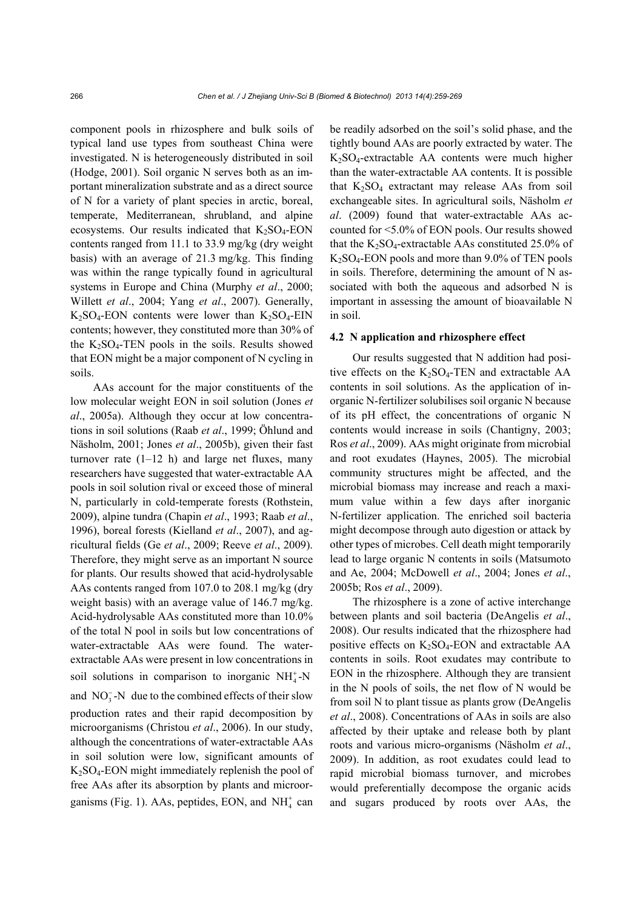component pools in rhizosphere and bulk soils of typical land use types from southeast China were investigated. N is heterogeneously distributed in soil (Hodge, 2001). Soil organic N serves both as an important mineralization substrate and as a direct source of N for a variety of plant species in arctic, boreal, temperate, Mediterranean, shrubland, and alpine ecosystems. Our results indicated that $K_2SO_4$-EON contents ranged from 11.1 to 33.9 mg/kg (dry weight basis) with an average of 21.3 mg/kg. This finding was within the range typically found in agricultural systems in Europe and China (Murphy *et al*., 2000; Willett *et al*., 2004; Yang *et al*., 2007). Generally, $K_2SO_4$-EON contents were lower than $K_2SO_4$-EIN contents; however, they constituted more than 30% of the $K_2SO_4$-TEN pools in the soils. Results showed that EON might be a major component of N cycling in soils.

AAs account for the major constituents of the low molecular weight EON in soil solution (Jones *et al*., 2005a). Although they occur at low concentrations in soil solutions (Raab *et al*., 1999; Öhlund and Näsholm, 2001; Jones *et al*., 2005b), given their fast turnover rate (1–12 h) and large net fluxes, many researchers have suggested that water-extractable AA pools in soil solution rival or exceed those of mineral N, particularly in cold-temperate forests (Rothstein, 2009), alpine tundra (Chapin *et al*., 1993; Raab *et al*., 1996), boreal forests (Kielland *et al*., 2007), and agricultural fields (Ge *et al*., 2009; Reeve *et al*., 2009). Therefore, they might serve as an important N source for plants. Our results showed that acid-hydrolysable AAs contents ranged from 107.0 to 208.1 mg/kg (dry weight basis) with an average value of 146.7 mg/kg. Acid-hydrolysable AAs constituted more than 10.0% of the total N pool in soils but low concentrations of water-extractable AAs were found. The water-extractable AAs were present in low concentrations in soil solutions in comparison to inorganic $NH_4^+$-N and $NO_3^-$-N due to the combined effects of their slow production rates and their rapid decomposition by microorganisms (Christou *et al*., 2006). In our study, although the concentrations of water-extractable AAs in soil solution were low, significant amounts of $K_2SO_4$-EON might immediately replenish the pool of free AAs after its absorption by plants and microorganisms (Fig. 1). AAs, peptides, EON, and $NH_4^+$ can be readily adsorbed on the soil's solid phase, and the tightly bound AAs are poorly extracted by water. The $K_2SO_4$-extractable AA contents were much higher than the water-extractable AA contents. It is possible that $K_2SO_4$ extractant may release AAs from soil exchangeable sites. In agricultural soils, Näsholm *et al*. (2009) found that water-extractable AAs accounted for <5.0% of EON pools. Our results showed that the $K_2SO_4$-extractable AAs constituted 25.0% of $K_2SO_4$-EON pools and more than 9.0% of TEN pools in soils. Therefore, determining the amount of N associated with both the aqueous and adsorbed N is important in assessing the amount of bioavailable N in soil.

### 4.2 N application and rhizosphere effect

Our results suggested that N addition had positive effects on the $K_2SO_4$-TEN and extractable AA contents in soil solutions. As the application of inorganic N-fertilizer solubilises soil organic N because of its pH effect, the concentrations of organic N contents would increase in soils (Chantigny, 2003; Ros *et al*., 2009). AAs might originate from microbial and root exudates (Haynes, 2005). The microbial community structures might be affected, and the microbial biomass may increase and reach a maximum value within a few days after inorganic N-fertilizer application. The enriched soil bacteria might decompose through auto digestion or attack by other types of microbes. Cell death might temporarily lead to large organic N contents in soils (Matsumoto and Ae, 2004; McDowell *et al*., 2004; Jones *et al*., 2005b; Ros *et al*., 2009).

The rhizosphere is a zone of active interchange between plants and soil bacteria (DeAngelis *et al*., 2008). Our results indicated that the rhizosphere had positive effects on $K_2SO_4$-EON and extractable AA contents in soils. Root exudates may contribute to EON in the rhizosphere. Although they are transient in the N pools of soils, the net flow of N would be from soil N to plant tissue as plants grow (DeAngelis *et al*., 2008). Concentrations of AAs in soils are also affected by their uptake and release both by plant roots and various micro-organisms (Näsholm *et al*., 2009). In addition, as root exudates could lead to rapid microbial biomass turnover, and microbes would preferentially decompose the organic acids and sugars produced by roots over AAs, the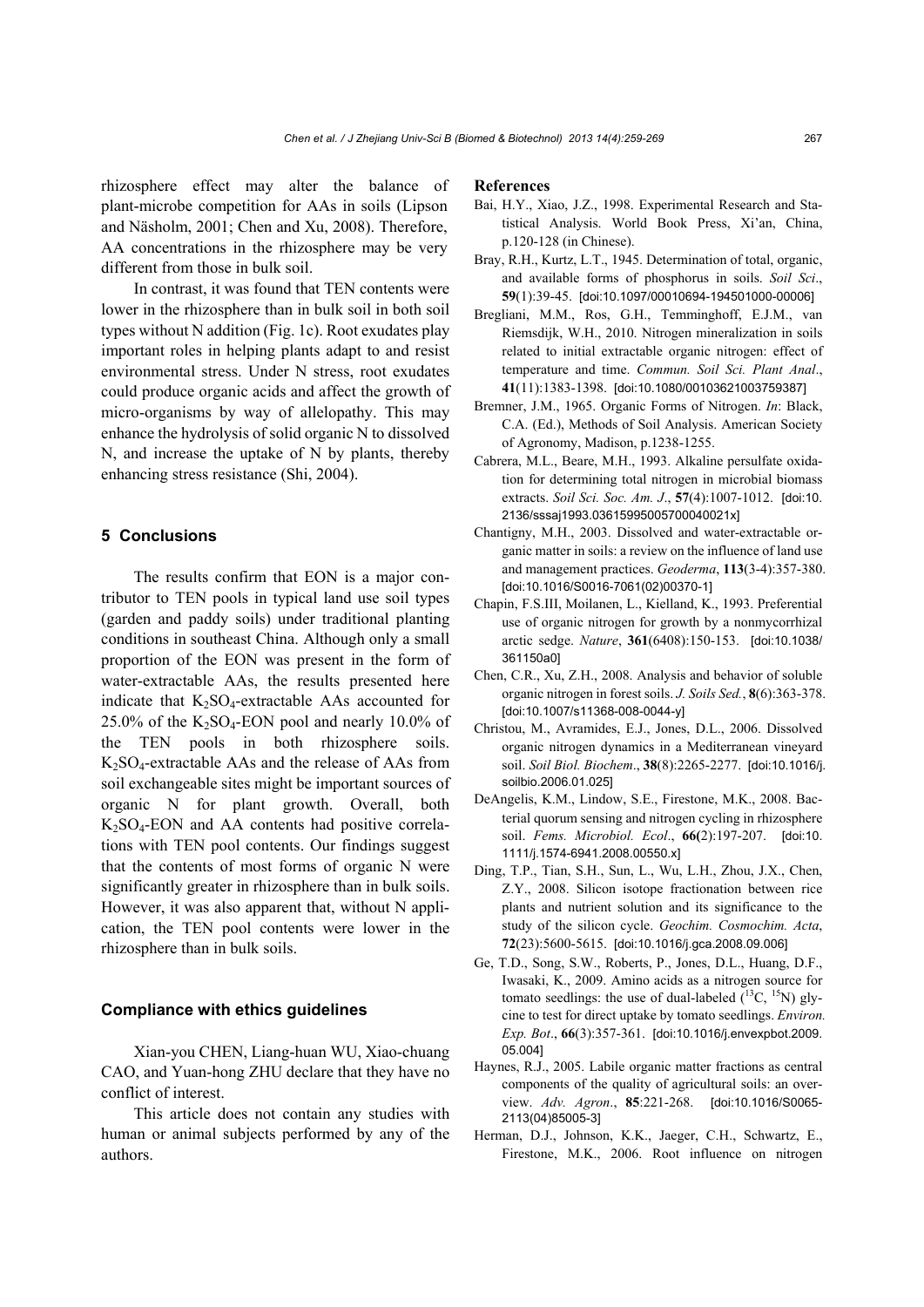rhizosphere effect may alter the balance of plant-microbe competition for AAs in soils (Lipson and Näsholm, 2001; Chen and Xu, 2008). Therefore, AA concentrations in the rhizosphere may be very different from those in bulk soil.

In contrast, it was found that TEN contents were lower in the rhizosphere than in bulk soil in both soil types without N addition (Fig. 1c). Root exudates play important roles in helping plants adapt to and resist environmental stress. Under N stress, root exudates could produce organic acids and affect the growth of micro-organisms by way of allelopathy. This may enhance the hydrolysis of solid organic N to dissolved N, and increase the uptake of N by plants, thereby enhancing stress resistance (Shi, 2004).

## 5 Conclusions

The results confirm that EON is a major contributor to TEN pools in typical land use soil types (garden and paddy soils) under traditional planting conditions in southeast China. Although only a small proportion of the EON was present in the form of water-extractable AAs, the results presented here indicate that $K_2SO_4$-extractable AAs accounted for 25.0% of the $K_2SO_4$-EON pool and nearly 10.0% of the TEN pools in both rhizosphere soils. $K_2SO_4$-extractable AAs and the release of AAs from soil exchangeable sites might be important sources of organic N for plant growth. Overall, both $K_2SO_4$-EON and AA contents had positive correlations with TEN pool contents. Our findings suggest that the contents of most forms of organic N were significantly greater in rhizosphere than in bulk soils. However, it was also apparent that, without N application, the TEN pool contents were lower in the rhizosphere than in bulk soils.

### Compliance with ethics guidelines

Xian-you CHEN, Liang-huan WU, Xiao-chuang CAO, and Yuan-hong ZHU declare that they have no conflict of interest.

This article does not contain any studies with human or animal subjects performed by any of the authors.

## References

Bai, H.Y., Xiao, J.Z., 1998. Experimental Research and Statistical Analysis. World Book Press, Xi'an, China, p.120-128 (in Chinese).

Bray, R.H., Kurtz, L.T., 1945. Determination of total, organic, and available forms of phosphorus in soils. *Soil Sci*., **59**(1):39-45. [doi:10.1097/00010694-194501000-00006]

Bregliani, M.M., Ros, G.H., Temminghoff, E.J.M., van Riemsdijk, W.H., 2010. Nitrogen mineralization in soils related to initial extractable organic nitrogen: effect of temperature and time. *Commun. Soil Sci. Plant Anal*., **41**(11):1383-1398. [doi:10.1080/00103621003759387]

Bremner, J.M., 1965. Organic Forms of Nitrogen. *In*: Black, C.A. (Ed.), Methods of Soil Analysis. American Society of Agronomy, Madison, p.1238-1255.

Cabrera, M.L., Beare, M.H., 1993. Alkaline persulfate oxidation for determining total nitrogen in microbial biomass extracts. *Soil Sci. Soc. Am. J*., **57**(4):1007-1012. [doi:10.2136/sssaj1993.03615995005700040021x]

Chantigny, M.H., 2003. Dissolved and water-extractable organic matter in soils: a review on the influence of land use and management practices. *Geoderma*, **113**(3-4):357-380. [doi:10.1016/S0016-7061(02)00370-1]

Chapin, F.S.III, Moilanen, L., Kielland, K., 1993. Preferential use of organic nitrogen for growth by a nonmycorrhizal arctic sedge. *Nature*, **361**(6408):150-153. [doi:10.1038/361150a0]

Chen, C.R., Xu, Z.H., 2008. Analysis and behavior of soluble organic nitrogen in forest soils. *J. Soils Sed.*, **8**(6):363-378. [doi:10.1007/s11368-008-0044-y]

Christou, M., Avramides, E.J., Jones, D.L., 2006. Dissolved organic nitrogen dynamics in a Mediterranean vineyard soil. *Soil Biol. Biochem*., **38**(8):2265-2277. [doi:10.1016/j.soilbio.2006.01.025]

DeAngelis, K.M., Lindow, S.E., Firestone, M.K., 2008. Bacterial quorum sensing and nitrogen cycling in rhizosphere soil. *Fems. Microbiol. Ecol*., **66(**2):197-207. [doi:10.1111/j.1574-6941.2008.00550.x]

Ding, T.P., Tian, S.H., Sun, L., Wu, L.H., Zhou, J.X., Chen, Z.Y., 2008. Silicon isotope fractionation between rice plants and nutrient solution and its significance to the study of the silicon cycle. *Geochim. Cosmochim. Acta*, **72**(23):5600-5615. [doi:10.1016/j.gca.2008.09.006]

Ge, T.D., Song, S.W., Roberts, P., Jones, D.L., Huang, D.F., Iwasaki, K., 2009. Amino acids as a nitrogen source for tomato seedlings: the use of dual-labeled ($^{13}C$, $^{15}N$) glycine to test for direct uptake by tomato seedlings. *Environ. Exp. Bot*., **66**(3):357-361. [doi:10.1016/j.envexpbot.2009.05.004]

Haynes, R.J., 2005. Labile organic matter fractions as central components of the quality of agricultural soils: an overview. *Adv. Agron*., **85**:221-268. [doi:10.1016/S0065-2113(04)85005-3]

Herman, D.J., Johnson, K.K., Jaeger, C.H., Schwartz, E., Firestone, M.K., 2006. Root influence on nitrogen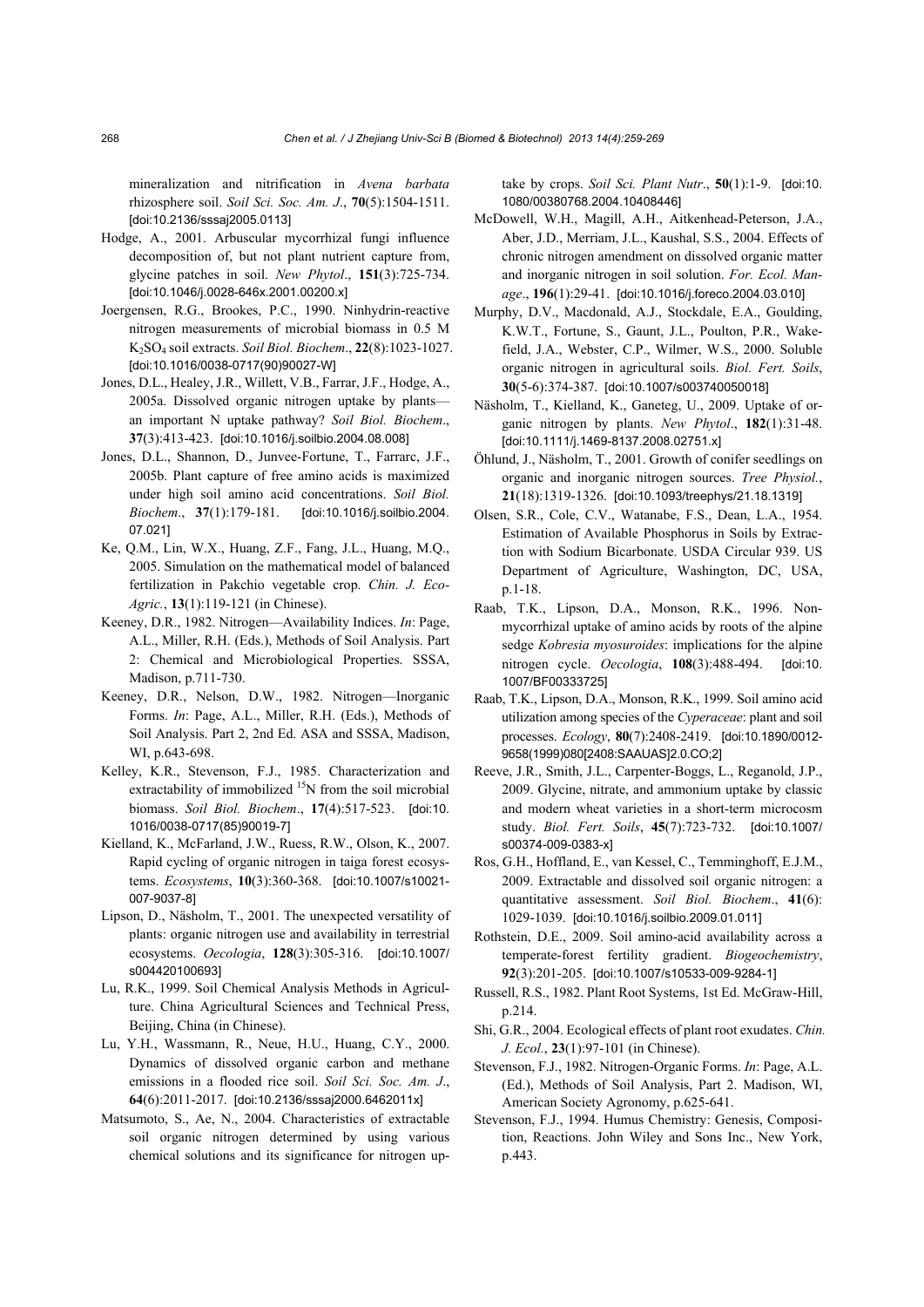mineralization and nitrification in *Avena barbata* rhizosphere soil. *Soil Sci. Soc. Am. J*., **70**(5):1504-1511. [doi:10.2136/sssaj2005.0113]

Hodge, A., 2001. Arbuscular mycorrhizal fungi influence decomposition of, but not plant nutrient capture from, glycine patches in soil. *New Phytol*., **151**(3):725-734. [doi:10.1046/j.0028-646x.2001.00200.x]

Joergensen, R.G., Brookes, P.C., 1990. Ninhydrin-reactive nitrogen measurements of microbial biomass in 0.5 M $K_2SO_4$ soil extracts. *Soil Biol. Biochem*., **22**(8):1023-1027. [doi:10.1016/0038-0717(90)90027-W]

Jones, D.L., Healey, J.R., Willett, V.B., Farrar, J.F., Hodge, A., 2005a. Dissolved organic nitrogen uptake by plants—an important N uptake pathway? *Soil Biol. Biochem*., **37**(3):413-423. [doi:10.1016/j.soilbio.2004.08.008]

Jones, D.L., Shannon, D., Junvee-Fortune, T., Farrarc, J.F., 2005b. Plant capture of free amino acids is maximized under high soil amino acid concentrations. *Soil Biol. Biochem*., **37**(1):179-181. [doi:10.1016/j.soilbio.2004.07.021]

Ke, Q.M., Lin, W.X., Huang, Z.F., Fang, J.L., Huang, M.Q., 2005. Simulation on the mathematical model of balanced fertilization in Pakchio vegetable crop. *Chin. J. Eco-Agric.*, **13**(1):119-121 (in Chinese).

Keeney, D.R., 1982. Nitrogen—Availability Indices. *In*: Page, A.L., Miller, R.H. (Eds.), Methods of Soil Analysis. Part 2: Chemical and Microbiological Properties. SSSA, Madison, p.711-730.

Keeney, D.R., Nelson, D.W., 1982. Nitrogen—Inorganic Forms. *In*: Page, A.L., Miller, R.H. (Eds.), Methods of Soil Analysis. Part 2, 2nd Ed. ASA and SSSA, Madison, WI, p.643-698.

Kelley, K.R., Stevenson, F.J., 1985. Characterization and extractability of immobilized $^{15}N$ from the soil microbial biomass. *Soil Biol. Biochem*., **17**(4):517-523. [doi:10.1016/0038-0717(85)90019-7]

Kielland, K., McFarland, J.W., Ruess, R.W., Olson, K., 2007. Rapid cycling of organic nitrogen in taiga forest ecosystems. *Ecosystems*, **10**(3):360-368. [doi:10.1007/s10021-007-9037-8]

Lipson, D., Näsholm, T., 2001. The unexpected versatility of plants: organic nitrogen use and availability in terrestrial ecosystems. *Oecologia*, **128**(3):305-316. [doi:10.1007/s004420100693]

Lu, R.K., 1999. Soil Chemical Analysis Methods in Agriculture. China Agricultural Sciences and Technical Press, Beijing, China (in Chinese).

Lu, Y.H., Wassmann, R., Neue, H.U., Huang, C.Y., 2000. Dynamics of dissolved organic carbon and methane emissions in a flooded rice soil. *Soil Sci. Soc. Am. J*., **64**(6):2011-2017. [doi:10.2136/sssaj2000.6462011x]

Matsumoto, S., Ae, N., 2004. Characteristics of extractable soil organic nitrogen determined by using various chemical solutions and its significance for nitrogen uptake by crops. *Soil Sci. Plant Nutr*., **50**(1):1-9. [doi:10.1080/00380768.2004.10408446]

McDowell, W.H., Magill, A.H., Aitkenhead-Peterson, J.A., Aber, J.D., Merriam, J.L., Kaushal, S.S., 2004. Effects of chronic nitrogen amendment on dissolved organic matter and inorganic nitrogen in soil solution. *For. Ecol. Manage*., **196**(1):29-41. [doi:10.1016/j.foreco.2004.03.010]

Murphy, D.V., Macdonald, A.J., Stockdale, E.A., Goulding, K.W.T., Fortune, S., Gaunt, J.L., Poulton, P.R., Wakefield, J.A., Webster, C.P., Wilmer, W.S., 2000. Soluble organic nitrogen in agricultural soils. *Biol. Fert. Soils*, **30**(5-6):374-387. [doi:10.1007/s003740050018]

Näsholm, T., Kielland, K., Ganeteg, U., 2009. Uptake of organic nitrogen by plants. *New Phytol*., **182**(1):31-48. [doi:10.1111/j.1469-8137.2008.02751.x]

Öhlund, J., Näsholm, T., 2001. Growth of conifer seedlings on organic and inorganic nitrogen sources. *Tree Physiol.*, **21**(18):1319-1326. [doi:10.1093/treephys/21.18.1319]

Olsen, S.R., Cole, C.V., Watanabe, F.S., Dean, L.A., 1954. Estimation of Available Phosphorus in Soils by Extraction with Sodium Bicarbonate. USDA Circular 939. US Department of Agriculture, Washington, DC, USA, p.1-18.

Raab, T.K., Lipson, D.A., Monson, R.K., 1996. Non-mycorrhizal uptake of amino acids by roots of the alpine sedge *Kobresia myosuroides*: implications for the alpine nitrogen cycle. *Oecologia*, **108**(3):488-494. [doi:10.1007/BF00333725]

Raab, T.K., Lipson, D.A., Monson, R.K., 1999. Soil amino acid utilization among species of the *Cyperaceae*: plant and soil processes. *Ecology*, **80**(7):2408-2419. [doi:10.1890/0012-9658(1999)080[2408:SAAUAS]2.0.CO;2]

Reeve, J.R., Smith, J.L., Carpenter-Boggs, L., Reganold, J.P., 2009. Glycine, nitrate, and ammonium uptake by classic and modern wheat varieties in a short-term microcosm study. *Biol. Fert. Soils*, **45**(7):723-732. [doi:10.1007/s00374-009-0383-x]

Ros, G.H., Hoffland, E., van Kessel, C., Temminghoff, E.J.M., 2009. Extractable and dissolved soil organic nitrogen: a quantitative assessment. *Soil Biol. Biochem*., **41**(6):1029-1039. [doi:10.1016/j.soilbio.2009.01.011]

Rothstein, D.E., 2009. Soil amino-acid availability across a temperate-forest fertility gradient. *Biogeochemistry*, **92**(3):201-205. [doi:10.1007/s10533-009-9284-1]

Russell, R.S., 1982. Plant Root Systems, 1st Ed. McGraw-Hill, p.214.

Shi, G.R., 2004. Ecological effects of plant root exudates. *Chin. J. Ecol.*, **23**(1):97-101 (in Chinese).

Stevenson, F.J., 1982. Nitrogen-Organic Forms. *In*: Page, A.L. (Ed.), Methods of Soil Analysis, Part 2. Madison, WI, American Society Agronomy, p.625-641.

Stevenson, F.J., 1994. Humus Chemistry: Genesis, Composition, Reactions. John Wiley and Sons Inc., New York, p.443.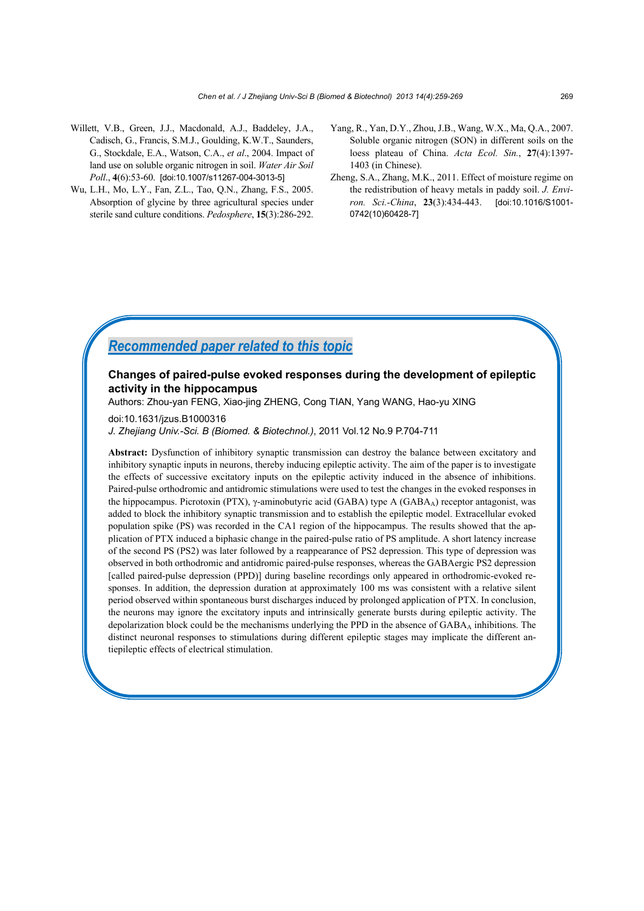Willett, V.B., Green, J.J., Macdonald, A.J., Baddeley, J.A., Cadisch, G., Francis, S.M.J., Goulding, K.W.T., Saunders, G., Stockdale, E.A., Watson, C.A., *et al*., 2004. Impact of land use on soluble organic nitrogen in soil. *Water Air Soil Poll*., **4**(6):53-60. [doi:10.1007/s11267-004-3013-5]

Wu, L.H., Mo, L.Y., Fan, Z.L., Tao, Q.N., Zhang, F.S., 2005. Absorption of glycine by three agricultural species under sterile sand culture conditions. *Pedosphere*, **15**(3):286-292.

Yang, R., Yan, D.Y., Zhou, J.B., Wang, W.X., Ma, Q.A., 2007. Soluble organic nitrogen (SON) in different soils on the loess plateau of China. *Acta Ecol. Sin.*, **27**(4):1397-1403 (in Chinese).

Zheng, S.A., Zhang, M.K., 2011. Effect of moisture regime on the redistribution of heavy metals in paddy soil. *J. Environ. Sci.-China*, **23**(3):434-443. [doi:10.1016/S1001-0742(10)60428-7]

## *Recommended paper related to this topic*

### Changes of paired-pulse evoked responses during the development of epileptic activity in the hippocampus

Authors: Zhou-yan FENG, Xiao-jing ZHENG, Cong TIAN, Yang WANG, Hao-yu XING

doi:10.1631/jzus.B1000316

*J. Zhejiang Univ.-Sci. B (Biomed. & Biotechnol.)*, 2011 Vol.12 No.9 P.704-711

**Abstract:** Dysfunction of inhibitory synaptic transmission can destroy the balance between excitatory and inhibitory synaptic inputs in neurons, thereby inducing epileptic activity. The aim of the paper is to investigate the effects of successive excitatory inputs on the epileptic activity induced in the absence of inhibitions. Paired-pulse orthodromic and antidromic stimulations were used to test the changes in the evoked responses in the hippocampus. Picrotoxin (PTX), γ-aminobutyric acid (GABA) type A ($GABA_A$) receptor antagonist, was added to block the inhibitory synaptic transmission and to establish the epileptic model. Extracellular evoked population spike (PS) was recorded in the CA1 region of the hippocampus. The results showed that the application of PTX induced a biphasic change in the paired-pulse ratio of PS amplitude. A short latency increase of the second PS (PS2) was later followed by a reappearance of PS2 depression. This type of depression was observed in both orthodromic and antidromic paired-pulse responses, whereas the GABAergic PS2 depression [called paired-pulse depression (PPD)] during baseline recordings only appeared in orthodromic-evoked responses. In addition, the depression duration at approximately 100 ms was consistent with a relative silent period observed within spontaneous burst discharges induced by prolonged application of PTX. In conclusion, the neurons may ignore the excitatory inputs and intrinsically generate bursts during epileptic activity. The depolarization block could be the mechanisms underlying the PPD in the absence of $GABA_A$ inhibitions. The distinct neuronal responses to stimulations during different epileptic stages may implicate the different antiepileptic effects of electrical stimulation.